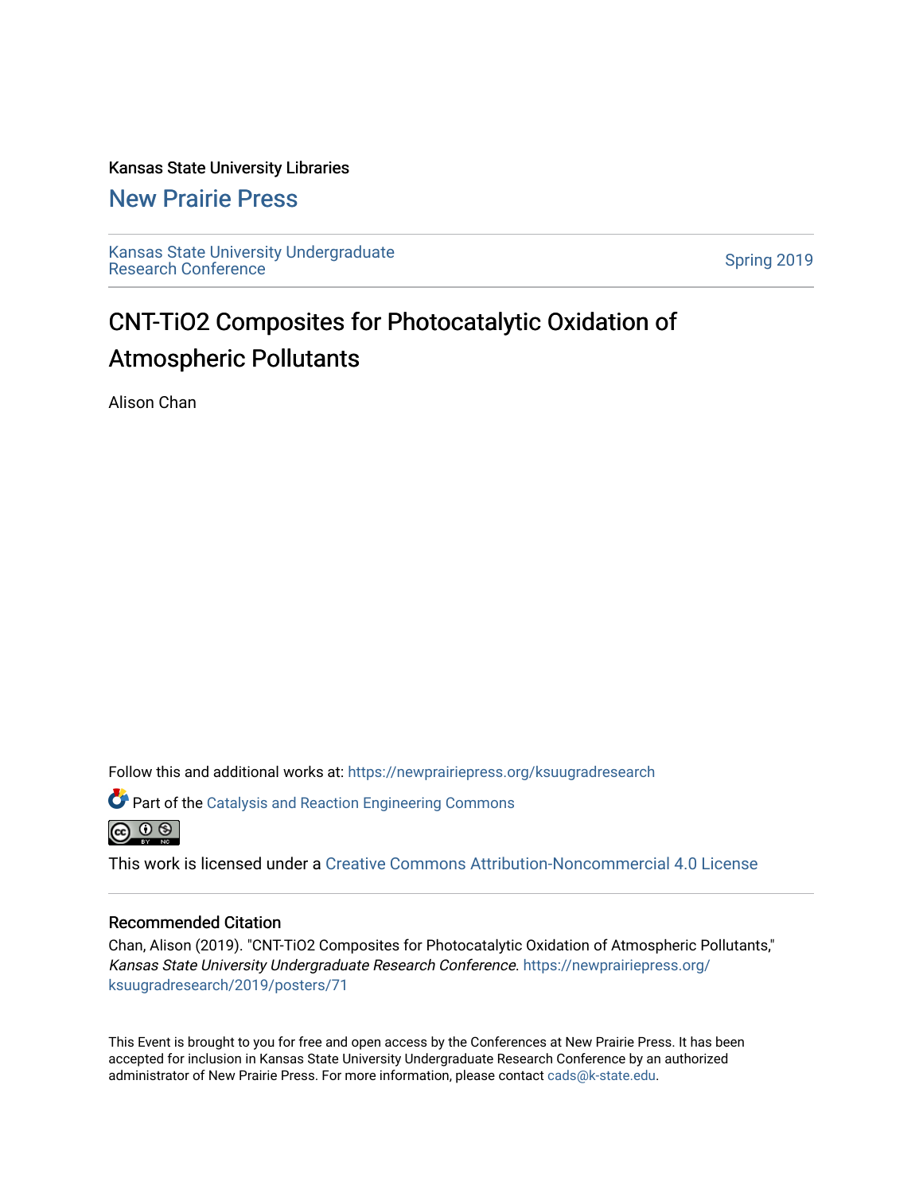Kansas State University Libraries

New Prairie Press

Kansas State University Undergraduate Research Conference

Spring 2019

# CNT-TiO2 Composites for Photocatalytic Oxidation of Atmospheric Pollutants

Alison Chan

Follow this and additional works at: https://newprairiepress.org/ksuugradresearch

Part of the Catalysis and Reaction Engineering Commons

This work is licensed under a Creative Commons Attribution-Noncommercial 4.0 License

## Recommended Citation

Chan, Alison (2019). "CNT-TiO2 Composites for Photocatalytic Oxidation of Atmospheric Pollutants," *Kansas State University Undergraduate Research Conference*. https://newprairiepress.org/ksuugradresearch/2019/posters/71

This Event is brought to you for free and open access by the Conferences at New Prairie Press. It has been accepted for inclusion in Kansas State University Undergraduate Research Conference by an authorized administrator of New Prairie Press. For more information, please contact cads@k-state.edu.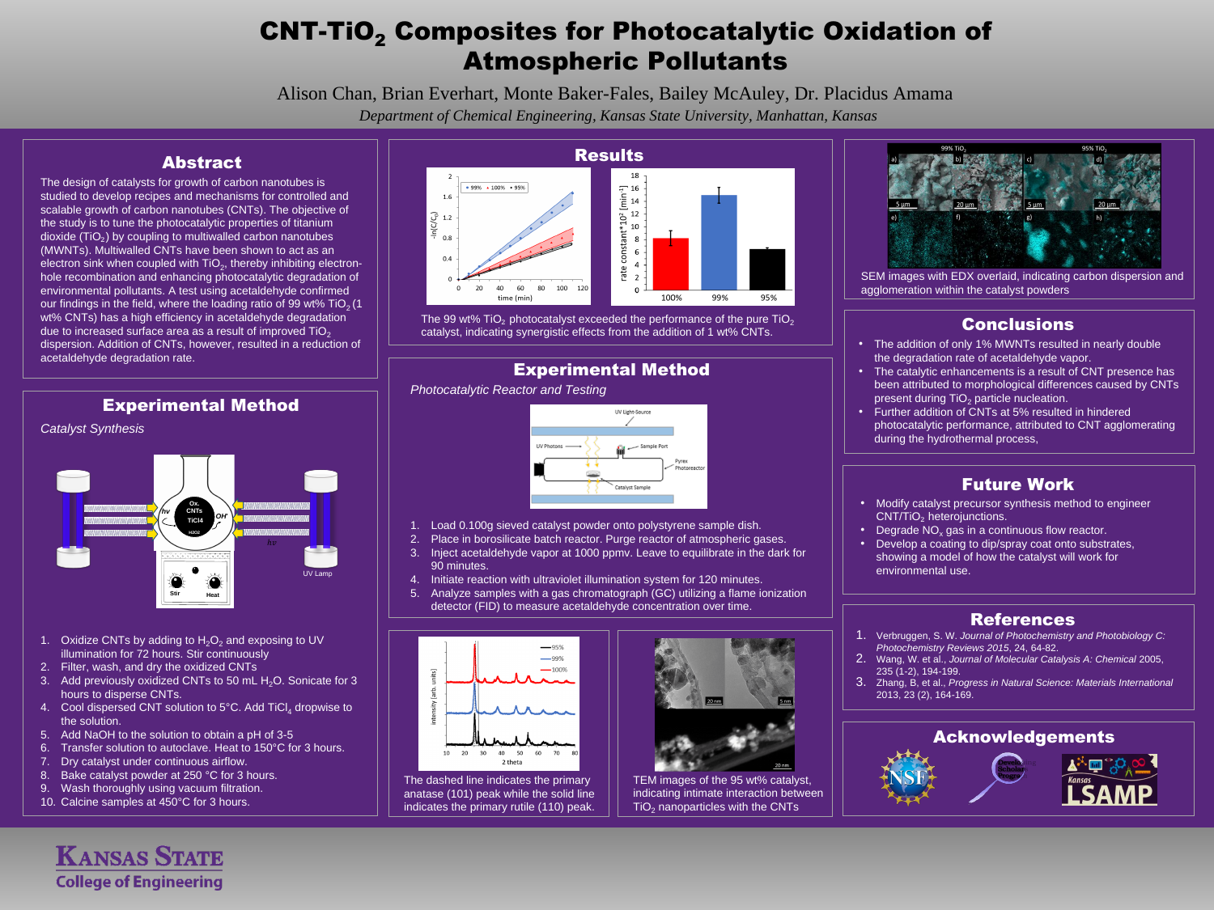# CNT-$TiO_2$ Composites for Photocatalytic Oxidation of Atmospheric Pollutants

Alison Chan, Brian Everhart, Monte Baker-Fales, Bailey McAuley, Dr. Placidus Amama

*Department of Chemical Engineering, Kansas State University, Manhattan, Kansas*

## Abstract

The design of catalysts for growth of carbon nanotubes is studied to develop recipes and mechanisms for controlled and scalable growth of carbon nanotubes (CNTs). The objective of the study is to tune the photocatalytic properties of titanium dioxide ($TiO_2$) by coupling to multiwalled carbon nanotubes (MWNTs). Multiwalled CNTs have been shown to act as an electron sink when coupled with $TiO_2$, thereby inhibiting electron-hole recombination and enhancing photocatalytic degradation of environmental pollutants. A test using acetaldehyde confirmed our findings in the field, where the loading ratio of 99 wt% $TiO_2$ (1 wt% CNTs) has a high efficiency in acetaldehyde degradation due to increased surface area as a result of improved $TiO_2$ dispersion. Addition of CNTs, however, resulted in a reduction of acetaldehyde degradation rate.

## Experimental Method

*Catalyst Synthesis*

Ox. CNTs
TiCl4
H2O2
hv
OH
hv
Stir
Heat
UV Lamp

1. Oxidize CNTs by adding to $H_2O_2$ and exposing to UV illumination for 72 hours. Stir continuously
2. Filter, wash, and dry the oxidized CNTs
3. Add previously oxidized CNTs to 50 mL $H_2O$. Sonicate for 3 hours to disperse CNTs.
4. Cool dispersed CNT solution to 5°C. Add $TiCl_4$ dropwise to the solution.
5. Add NaOH to the solution to obtain a pH of 3-5
6. Transfer solution to autoclave. Heat to 150°C for 3 hours.
7. Dry catalyst under continuous airflow.
8. Bake catalyst powder at 250 °C for 3 hours.
9. Wash thoroughly using vacuum filtration.
10. Calcine samples at 450°C for 3 hours.

## Results

-ln(C/C₀)
time (min)
99% 100% 95%

rate constant*10² [min⁻¹]
100% 99% 95%

The 99 wt% $TiO_2$ photocatalyst exceeded the performance of the pure $TiO_2$ catalyst, indicating synergistic effects from the addition of 1 wt% CNTs.

## Experimental Method

*Photocatalytic Reactor and Testing*

UV Light-Source
UV Photons
Sample Port
Pyrex Photoreactor
Catalyst Sample

1. Load 0.100g sieved catalyst powder onto polystyrene sample dish.
2. Place in borosilicate batch reactor. Purge reactor of atmospheric gases.
3. Inject acetaldehyde vapor at 1000 ppmv. Leave to equilibrate in the dark for 90 minutes.
4. Initiate reaction with ultraviolet illumination system for 120 minutes.
5. Analyze samples with a gas chromatograph (GC) utilizing a flame ionization detector (FID) to measure acetaldehyde concentration over time.

intensity [arb. units]
2 theta
95% 99% 100%

The dashed line indicates the primary anatase (101) peak while the solid line indicates the primary rutile (110) peak.

TEM images of the 95 wt% catalyst, indicating intimate interaction between $TiO_2$ nanoparticles with the CNTs

99% $TiO_2$ 95% $TiO_2$

SEM images with EDX overlaid, indicating carbon dispersion and agglomeration within the catalyst powders

## Conclusions

- The addition of only 1% MWNTs resulted in nearly double the degradation rate of acetaldehyde vapor.
- The catalytic enhancements is a result of CNT presence has been attributed to morphological differences caused by CNTs present during $TiO_2$ particle nucleation.
- Further addition of CNTs at 5% resulted in hindered photocatalytic performance, attributed to CNT agglomerating during the hydrothermal process,

## Future Work

- Modify catalyst precursor synthesis method to engineer CNT/$TiO_2$ heterojunctions.
- Degrade $NO_x$ gas in a continuous flow reactor.
- Develop a coating to dip/spray coat onto substrates, showing a model of how the catalyst will work for environmental use.

## References

1. Verbruggen, S. W. *Journal of Photochemistry and Photobiology C: Photochemistry Reviews* 2015, 24, 64-82.
2. Wang, W. et al., *Journal of Molecular Catalysis A: Chemical* 2005, 235 (1-2), 194-199.
3. Zhang, B, et al., *Progress in Natural Science: Materials International* 2013, 23 (2), 164-169.

## Acknowledgements

Kansas State College of Engineering